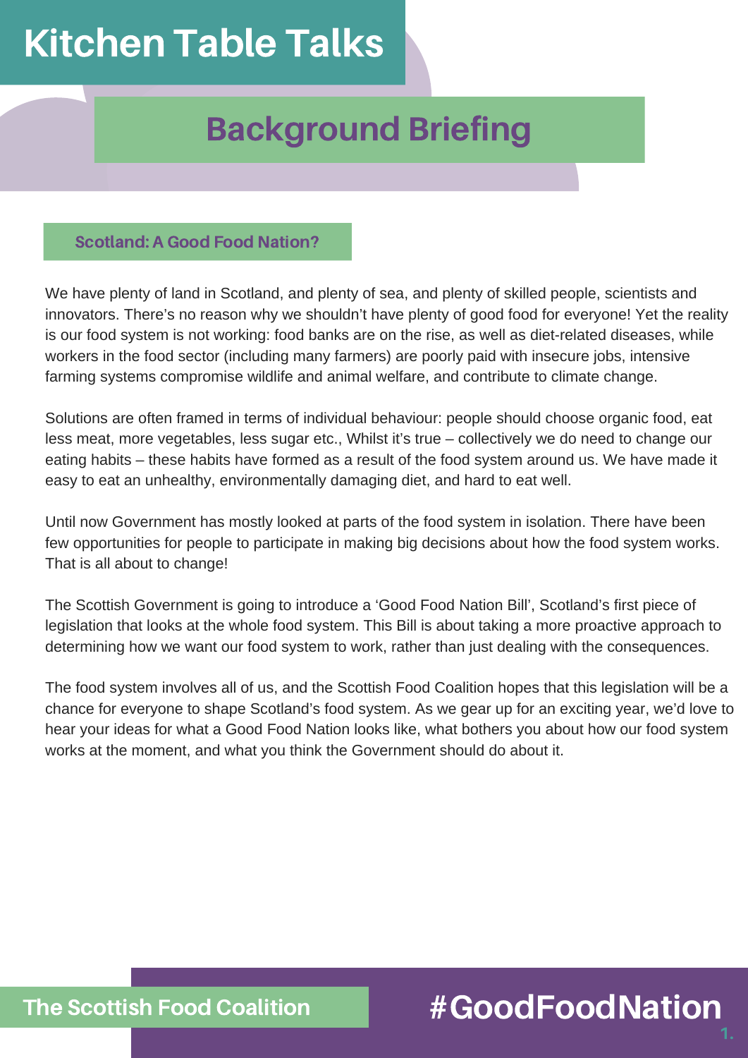# Kitchen Table Talks

## Background Briefing

### Scotland: A Good Food Nation?

We have plenty of land in Scotland, and plenty of sea, and plenty of skilled people, scientists and innovators. There's no reason why we shouldn't have plenty of good food for everyone! Yet the reality is our food system is not working: food banks are on the rise, as well as diet-related diseases, while workers in the food sector (including many farmers) are poorly paid with insecure jobs, intensive farming systems compromise wildlife and animal welfare, and contribute to climate change.

Solutions are often framed in terms of individual behaviour: people should choose organic food, eat less meat, more vegetables, less sugar etc., Whilst it's true – collectively we do need to change our eating habits – these habits have formed as a result of the food system around us. We have made it easy to eat an unhealthy, environmentally damaging diet, and hard to eat well.

Until now Government has mostly looked at parts of the food system in isolation. There have been few opportunities for people to participate in making big decisions about how the food system works. That is all about to change!

The Scottish Government is going to introduce a 'Good Food Nation Bill', Scotland's first piece of legislation that looks at the whole food system. This Bill is about taking a more proactive approach to determining how we want our food system to work, rather than just dealing with the consequences.

The food system involves all of us, and the Scottish Food Coalition hopes that this legislation will be a chance for everyone to shape Scotland's food system. As we gear up for an exciting year, we'd love to hear your ideas for what a Good Food Nation looks like, what bothers you about how our food system works at the moment, and what you think the Government should do about it.

The Scottish Food Coalition

#GoodFoodNation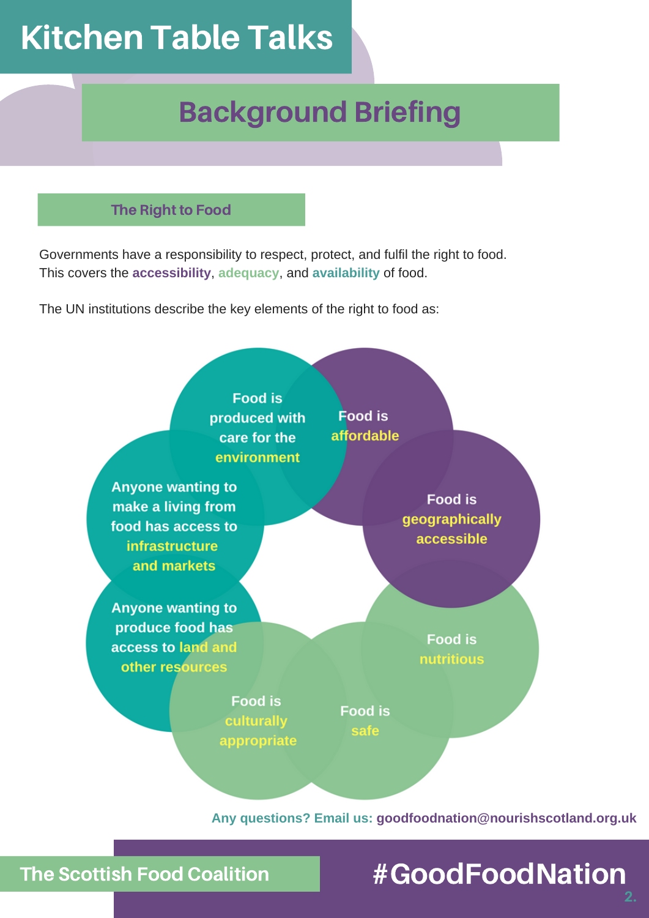# Kitchen Table Talks

## Background Briefing

### The Right to Food

Governments have a responsibility to respect, protect, and fulfil the right to food. This covers the **accessibility**, **adequacy**, and **availability** of food.

The UN institutions describe the key elements of the right to food as:

Food is produced with care for the environment

Food is affordable

Food is geographically accessible

Food is nutritious

Food is safe

Food is culturally appropriate

Anyone wanting to produce food has access to land and other resources

Anyone wanting to make a living from food has access to infrastructure and markets

**Any questions? Email us: goodfoodnation@nourishscotland.org.uk**

The Scottish Food Coalition

#GoodFoodNation